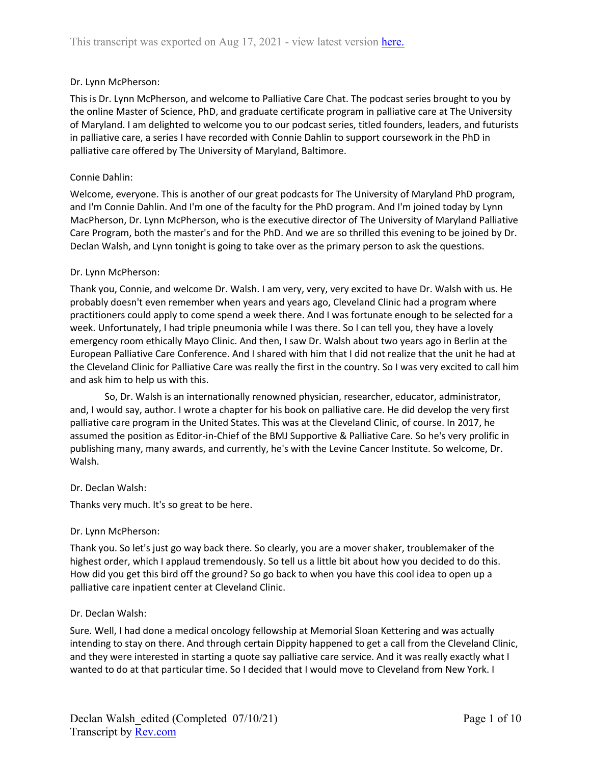Dr. Lynn McPherson:

This is Dr. Lynn McPherson, and welcome to Palliative Care Chat. The podcast series brought to you by the online Master of Science, PhD, and graduate certificate program in palliative care at The University of Maryland. I am delighted to welcome you to our podcast series, titled founders, leaders, and futurists in palliative care, a series I have recorded with Connie Dahlin to support coursework in the PhD in palliative care offered by The University of Maryland, Baltimore.

Connie Dahlin:

Welcome, everyone. This is another of our great podcasts for The University of Maryland PhD program, and I'm Connie Dahlin. And I'm one of the faculty for the PhD program. And I'm joined today by Lynn MacPherson, Dr. Lynn McPherson, who is the executive director of The University of Maryland Palliative Care Program, both the master's and for the PhD. And we are so thrilled this evening to be joined by Dr. Declan Walsh, and Lynn tonight is going to take over as the primary person to ask the questions.

Dr. Lynn McPherson:

Thank you, Connie, and welcome Dr. Walsh. I am very, very, very excited to have Dr. Walsh with us. He probably doesn't even remember when years and years ago, Cleveland Clinic had a program where practitioners could apply to come spend a week there. And I was fortunate enough to be selected for a week. Unfortunately, I had triple pneumonia while I was there. So I can tell you, they have a lovely emergency room ethically Mayo Clinic. And then, I saw Dr. Walsh about two years ago in Berlin at the European Palliative Care Conference. And I shared with him that I did not realize that the unit he had at the Cleveland Clinic for Palliative Care was really the first in the country. So I was very excited to call him and ask him to help us with this.

So, Dr. Walsh is an internationally renowned physician, researcher, educator, administrator, and, I would say, author. I wrote a chapter for his book on palliative care. He did develop the very first palliative care program in the United States. This was at the Cleveland Clinic, of course. In 2017, he assumed the position as Editor-in-Chief of the BMJ Supportive & Palliative Care. So he's very prolific in publishing many, many awards, and currently, he's with the Levine Cancer Institute. So welcome, Dr. Walsh.

Dr. Declan Walsh:

Thanks very much. It's so great to be here.

Dr. Lynn McPherson:

Thank you. So let's just go way back there. So clearly, you are a mover shaker, troublemaker of the highest order, which I applaud tremendously. So tell us a little bit about how you decided to do this. How did you get this bird off the ground? So go back to when you have this cool idea to open up a palliative care inpatient center at Cleveland Clinic.

Dr. Declan Walsh:

Sure. Well, I had done a medical oncology fellowship at Memorial Sloan Kettering and was actually intending to stay on there. And through certain Dippity happened to get a call from the Cleveland Clinic, and they were interested in starting a quote say palliative care service. And it was really exactly what I wanted to do at that particular time. So I decided that I would move to Cleveland from New York. I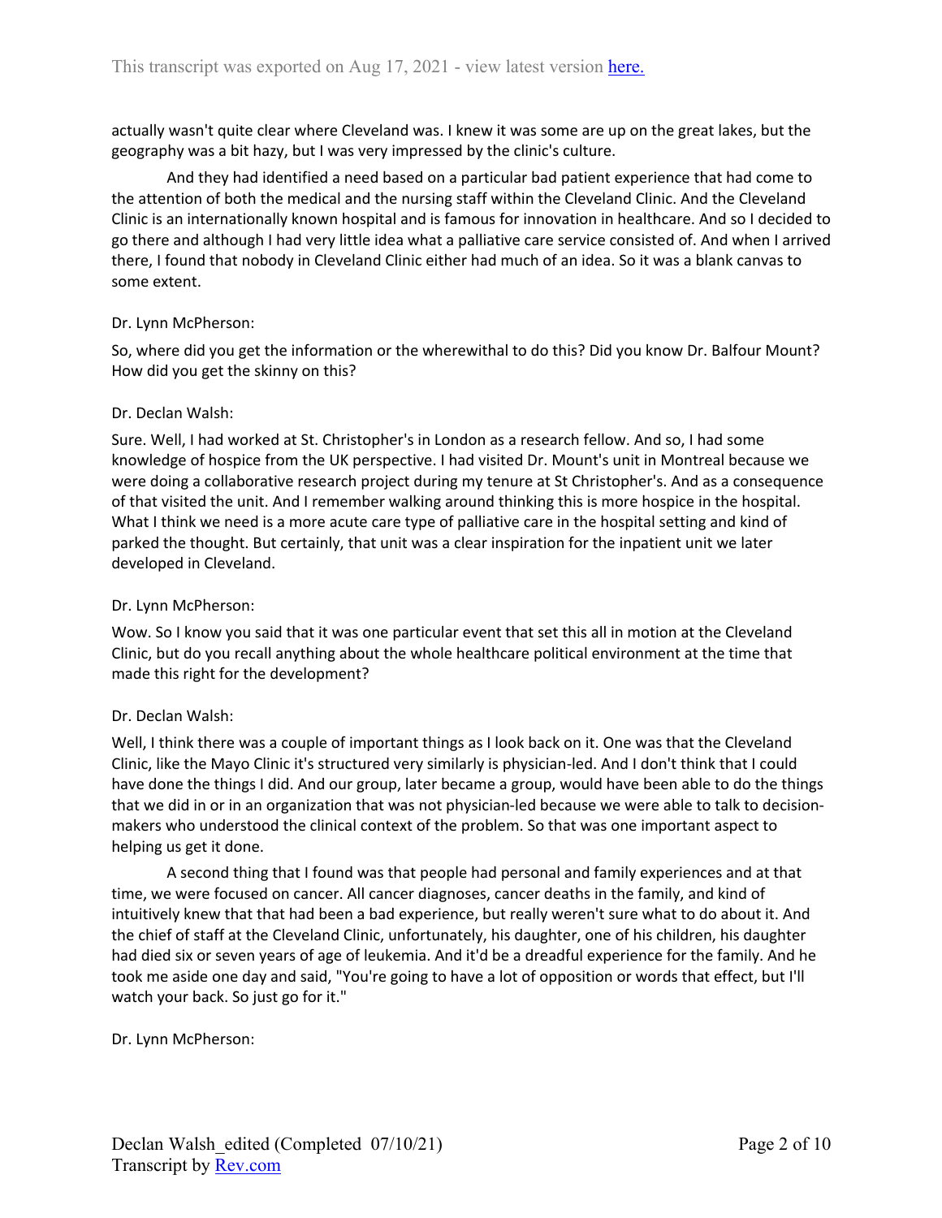actually wasn't quite clear where Cleveland was. I knew it was some are up on the great lakes, but the geography was a bit hazy, but I was very impressed by the clinic's culture.

And they had identified a need based on a particular bad patient experience that had come to the attention of both the medical and the nursing staff within the Cleveland Clinic. And the Cleveland Clinic is an internationally known hospital and is famous for innovation in healthcare. And so I decided to go there and although I had very little idea what a palliative care service consisted of. And when I arrived there, I found that nobody in Cleveland Clinic either had much of an idea. So it was a blank canvas to some extent.

Dr. Lynn McPherson:

So, where did you get the information or the wherewithal to do this? Did you know Dr. Balfour Mount? How did you get the skinny on this?

Dr. Declan Walsh:

Sure. Well, I had worked at St. Christopher's in London as a research fellow. And so, I had some knowledge of hospice from the UK perspective. I had visited Dr. Mount's unit in Montreal because we were doing a collaborative research project during my tenure at St Christopher's. And as a consequence of that visited the unit. And I remember walking around thinking this is more hospice in the hospital. What I think we need is a more acute care type of palliative care in the hospital setting and kind of parked the thought. But certainly, that unit was a clear inspiration for the inpatient unit we later developed in Cleveland.

Dr. Lynn McPherson:

Wow. So I know you said that it was one particular event that set this all in motion at the Cleveland Clinic, but do you recall anything about the whole healthcare political environment at the time that made this right for the development?

Dr. Declan Walsh:

Well, I think there was a couple of important things as I look back on it. One was that the Cleveland Clinic, like the Mayo Clinic it's structured very similarly is physician-led. And I don't think that I could have done the things I did. And our group, later became a group, would have been able to do the things that we did in or in an organization that was not physician-led because we were able to talk to decision-makers who understood the clinical context of the problem. So that was one important aspect to helping us get it done.

A second thing that I found was that people had personal and family experiences and at that time, we were focused on cancer. All cancer diagnoses, cancer deaths in the family, and kind of intuitively knew that that had been a bad experience, but really weren't sure what to do about it. And the chief of staff at the Cleveland Clinic, unfortunately, his daughter, one of his children, his daughter had died six or seven years of age of leukemia. And it'd be a dreadful experience for the family. And he took me aside one day and said, "You're going to have a lot of opposition or words that effect, but I'll watch your back. So just go for it."

Dr. Lynn McPherson: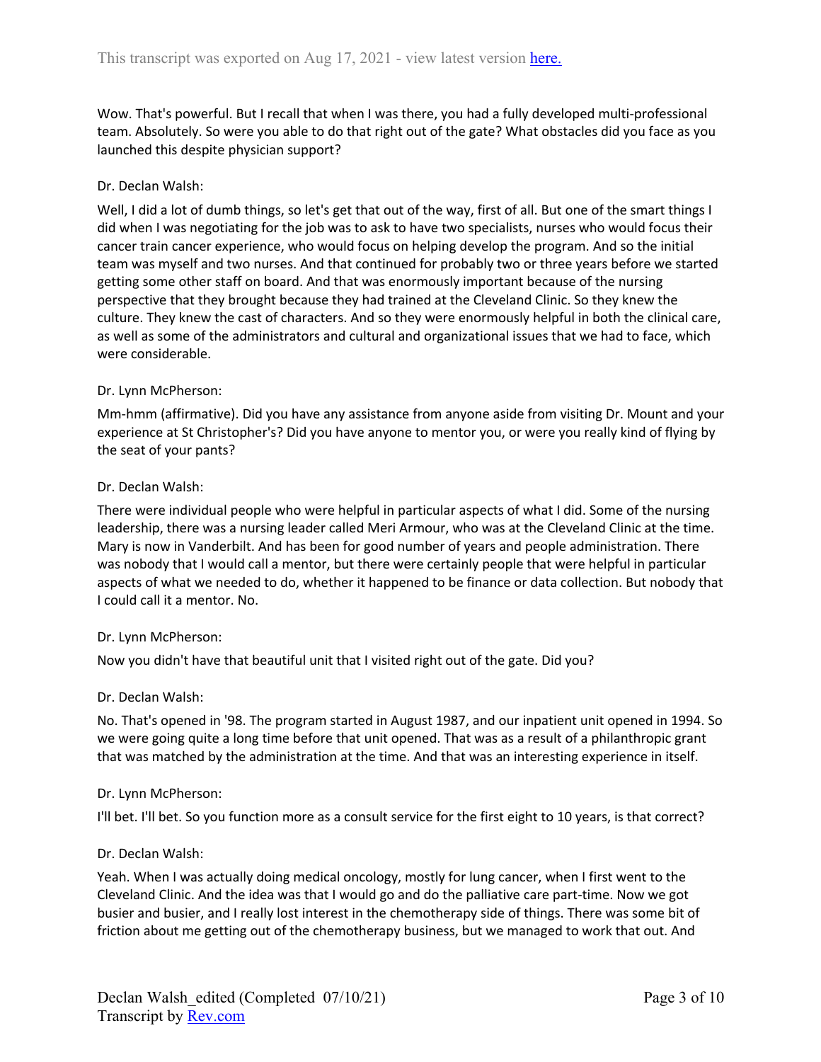Wow. That's powerful. But I recall that when I was there, you had a fully developed multi-professional team. Absolutely. So were you able to do that right out of the gate? What obstacles did you face as you launched this despite physician support?

Dr. Declan Walsh:

Well, I did a lot of dumb things, so let's get that out of the way, first of all. But one of the smart things I did when I was negotiating for the job was to ask to have two specialists, nurses who would focus their cancer train cancer experience, who would focus on helping develop the program. And so the initial team was myself and two nurses. And that continued for probably two or three years before we started getting some other staff on board. And that was enormously important because of the nursing perspective that they brought because they had trained at the Cleveland Clinic. So they knew the culture. They knew the cast of characters. And so they were enormously helpful in both the clinical care, as well as some of the administrators and cultural and organizational issues that we had to face, which were considerable.

Dr. Lynn McPherson:

Mm-hmm (affirmative). Did you have any assistance from anyone aside from visiting Dr. Mount and your experience at St Christopher's? Did you have anyone to mentor you, or were you really kind of flying by the seat of your pants?

Dr. Declan Walsh:

There were individual people who were helpful in particular aspects of what I did. Some of the nursing leadership, there was a nursing leader called Meri Armour, who was at the Cleveland Clinic at the time. Mary is now in Vanderbilt. And has been for good number of years and people administration. There was nobody that I would call a mentor, but there were certainly people that were helpful in particular aspects of what we needed to do, whether it happened to be finance or data collection. But nobody that I could call it a mentor. No.

Dr. Lynn McPherson:

Now you didn't have that beautiful unit that I visited right out of the gate. Did you?

Dr. Declan Walsh:

No. That's opened in '98. The program started in August 1987, and our inpatient unit opened in 1994. So we were going quite a long time before that unit opened. That was as a result of a philanthropic grant that was matched by the administration at the time. And that was an interesting experience in itself.

Dr. Lynn McPherson:

I'll bet. I'll bet. So you function more as a consult service for the first eight to 10 years, is that correct?

Dr. Declan Walsh:

Yeah. When I was actually doing medical oncology, mostly for lung cancer, when I first went to the Cleveland Clinic. And the idea was that I would go and do the palliative care part-time. Now we got busier and busier, and I really lost interest in the chemotherapy side of things. There was some bit of friction about me getting out of the chemotherapy business, but we managed to work that out. And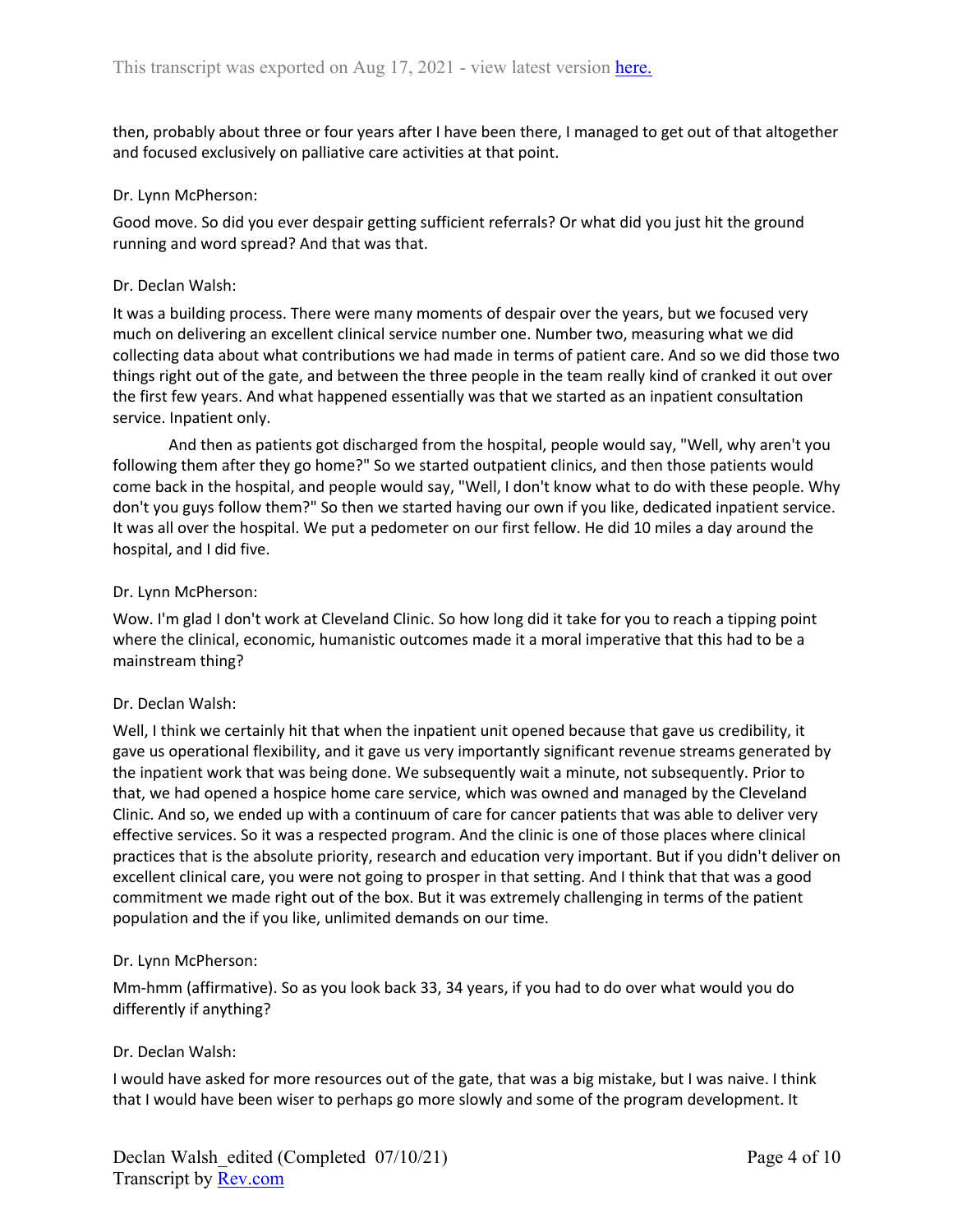then, probably about three or four years after I have been there, I managed to get out of that altogether and focused exclusively on palliative care activities at that point.

Dr. Lynn McPherson:

Good move. So did you ever despair getting sufficient referrals? Or what did you just hit the ground running and word spread? And that was that.

Dr. Declan Walsh:

It was a building process. There were many moments of despair over the years, but we focused very much on delivering an excellent clinical service number one. Number two, measuring what we did collecting data about what contributions we had made in terms of patient care. And so we did those two things right out of the gate, and between the three people in the team really kind of cranked it out over the first few years. And what happened essentially was that we started as an inpatient consultation service. Inpatient only.

And then as patients got discharged from the hospital, people would say, "Well, why aren't you following them after they go home?" So we started outpatient clinics, and then those patients would come back in the hospital, and people would say, "Well, I don't know what to do with these people. Why don't you guys follow them?" So then we started having our own if you like, dedicated inpatient service. It was all over the hospital. We put a pedometer on our first fellow. He did 10 miles a day around the hospital, and I did five.

Dr. Lynn McPherson:

Wow. I'm glad I don't work at Cleveland Clinic. So how long did it take for you to reach a tipping point where the clinical, economic, humanistic outcomes made it a moral imperative that this had to be a mainstream thing?

Dr. Declan Walsh:

Well, I think we certainly hit that when the inpatient unit opened because that gave us credibility, it gave us operational flexibility, and it gave us very importantly significant revenue streams generated by the inpatient work that was being done. We subsequently wait a minute, not subsequently. Prior to that, we had opened a hospice home care service, which was owned and managed by the Cleveland Clinic. And so, we ended up with a continuum of care for cancer patients that was able to deliver very effective services. So it was a respected program. And the clinic is one of those places where clinical practices that is the absolute priority, research and education very important. But if you didn't deliver on excellent clinical care, you were not going to prosper in that setting. And I think that that was a good commitment we made right out of the box. But it was extremely challenging in terms of the patient population and the if you like, unlimited demands on our time.

Dr. Lynn McPherson:

Mm-hmm (affirmative). So as you look back 33, 34 years, if you had to do over what would you do differently if anything?

Dr. Declan Walsh:

I would have asked for more resources out of the gate, that was a big mistake, but I was naive. I think that I would have been wiser to perhaps go more slowly and some of the program development. It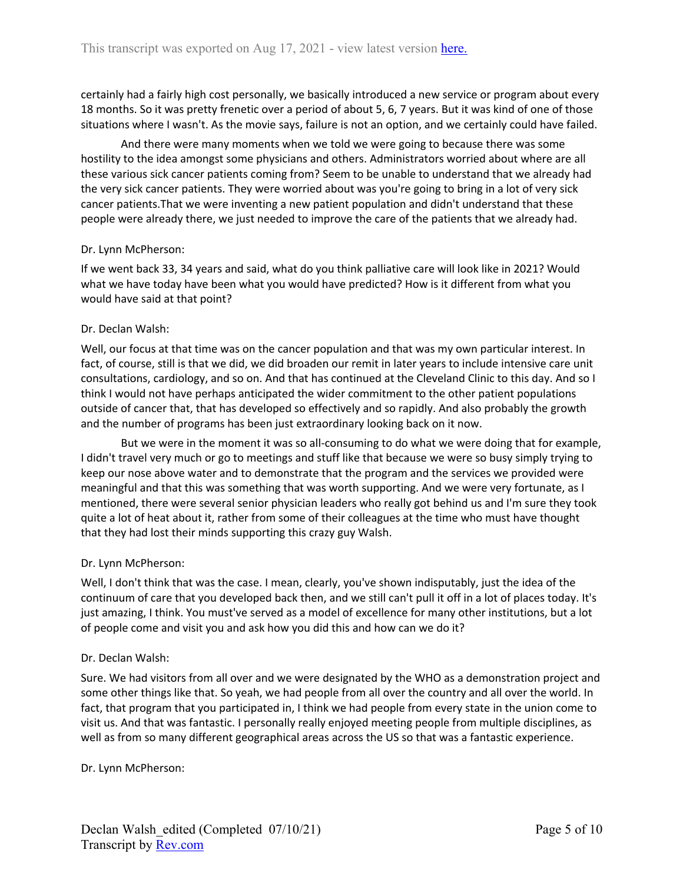certainly had a fairly high cost personally, we basically introduced a new service or program about every 18 months. So it was pretty frenetic over a period of about 5, 6, 7 years. But it was kind of one of those situations where I wasn't. As the movie says, failure is not an option, and we certainly could have failed.

And there were many moments when we told we were going to because there was some hostility to the idea amongst some physicians and others. Administrators worried about where are all these various sick cancer patients coming from? Seem to be unable to understand that we already had the very sick cancer patients. They were worried about was you're going to bring in a lot of very sick cancer patients.That we were inventing a new patient population and didn't understand that these people were already there, we just needed to improve the care of the patients that we already had.

Dr. Lynn McPherson:

If we went back 33, 34 years and said, what do you think palliative care will look like in 2021? Would what we have today have been what you would have predicted? How is it different from what you would have said at that point?

Dr. Declan Walsh:

Well, our focus at that time was on the cancer population and that was my own particular interest. In fact, of course, still is that we did, we did broaden our remit in later years to include intensive care unit consultations, cardiology, and so on. And that has continued at the Cleveland Clinic to this day. And so I think I would not have perhaps anticipated the wider commitment to the other patient populations outside of cancer that, that has developed so effectively and so rapidly. And also probably the growth and the number of programs has been just extraordinary looking back on it now.

But we were in the moment it was so all-consuming to do what we were doing that for example, I didn't travel very much or go to meetings and stuff like that because we were so busy simply trying to keep our nose above water and to demonstrate that the program and the services we provided were meaningful and that this was something that was worth supporting. And we were very fortunate, as I mentioned, there were several senior physician leaders who really got behind us and I'm sure they took quite a lot of heat about it, rather from some of their colleagues at the time who must have thought that they had lost their minds supporting this crazy guy Walsh.

Dr. Lynn McPherson:

Well, I don't think that was the case. I mean, clearly, you've shown indisputably, just the idea of the continuum of care that you developed back then, and we still can't pull it off in a lot of places today. It's just amazing, I think. You must've served as a model of excellence for many other institutions, but a lot of people come and visit you and ask how you did this and how can we do it?

Dr. Declan Walsh:

Sure. We had visitors from all over and we were designated by the WHO as a demonstration project and some other things like that. So yeah, we had people from all over the country and all over the world. In fact, that program that you participated in, I think we had people from every state in the union come to visit us. And that was fantastic. I personally really enjoyed meeting people from multiple disciplines, as well as from so many different geographical areas across the US so that was a fantastic experience.

Dr. Lynn McPherson: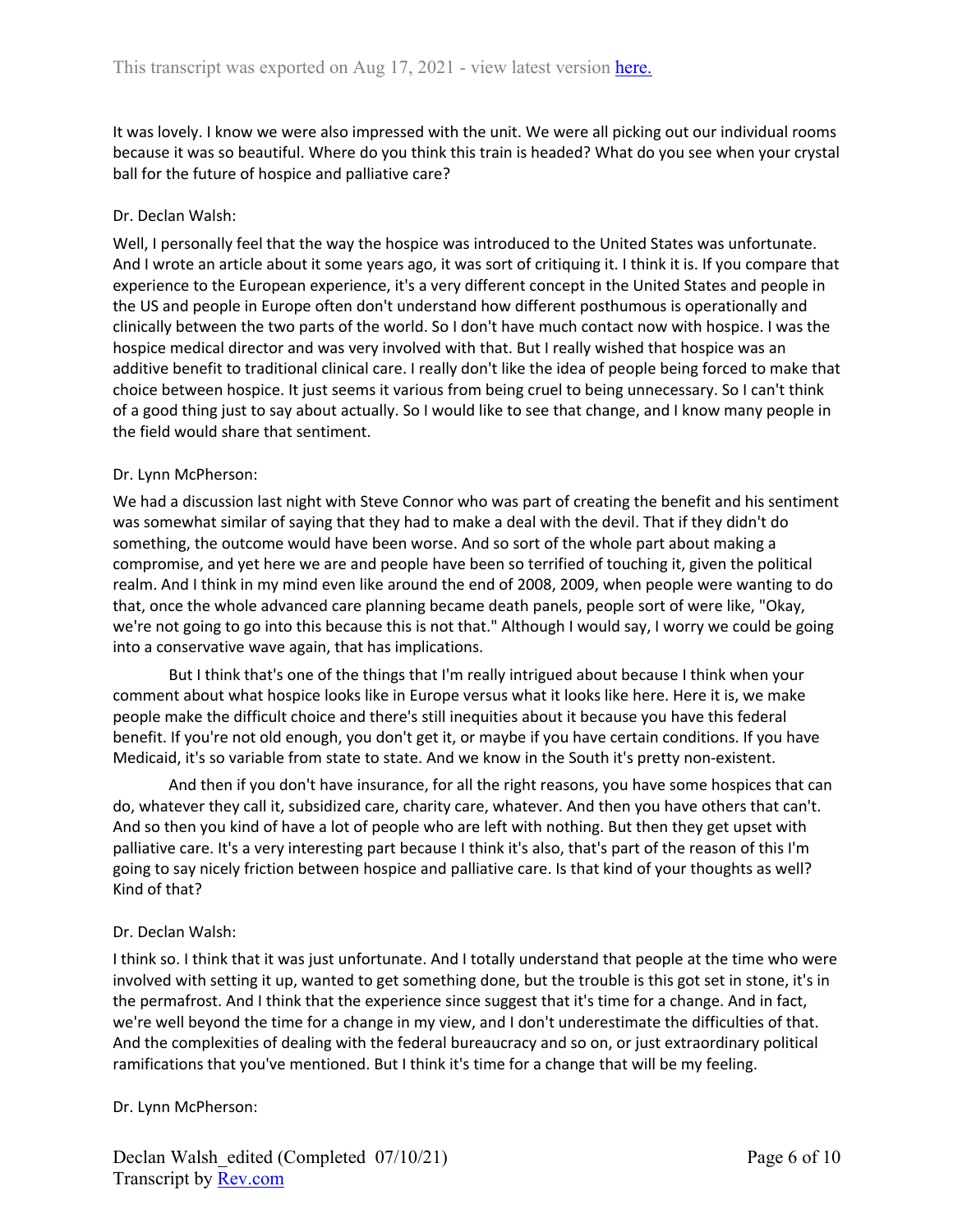It was lovely. I know we were also impressed with the unit. We were all picking out our individual rooms because it was so beautiful. Where do you think this train is headed? What do you see when your crystal ball for the future of hospice and palliative care?

Dr. Declan Walsh:

Well, I personally feel that the way the hospice was introduced to the United States was unfortunate. And I wrote an article about it some years ago, it was sort of critiquing it. I think it is. If you compare that experience to the European experience, it's a very different concept in the United States and people in the US and people in Europe often don't understand how different posthumous is operationally and clinically between the two parts of the world. So I don't have much contact now with hospice. I was the hospice medical director and was very involved with that. But I really wished that hospice was an additive benefit to traditional clinical care. I really don't like the idea of people being forced to make that choice between hospice. It just seems it various from being cruel to being unnecessary. So I can't think of a good thing just to say about actually. So I would like to see that change, and I know many people in the field would share that sentiment.

Dr. Lynn McPherson:

We had a discussion last night with Steve Connor who was part of creating the benefit and his sentiment was somewhat similar of saying that they had to make a deal with the devil. That if they didn't do something, the outcome would have been worse. And so sort of the whole part about making a compromise, and yet here we are and people have been so terrified of touching it, given the political realm. And I think in my mind even like around the end of 2008, 2009, when people were wanting to do that, once the whole advanced care planning became death panels, people sort of were like, "Okay, we're not going to go into this because this is not that." Although I would say, I worry we could be going into a conservative wave again, that has implications.

But I think that's one of the things that I'm really intrigued about because I think when your comment about what hospice looks like in Europe versus what it looks like here. Here it is, we make people make the difficult choice and there's still inequities about it because you have this federal benefit. If you're not old enough, you don't get it, or maybe if you have certain conditions. If you have Medicaid, it's so variable from state to state. And we know in the South it's pretty non-existent.

And then if you don't have insurance, for all the right reasons, you have some hospices that can do, whatever they call it, subsidized care, charity care, whatever. And then you have others that can't. And so then you kind of have a lot of people who are left with nothing. But then they get upset with palliative care. It's a very interesting part because I think it's also, that's part of the reason of this I'm going to say nicely friction between hospice and palliative care. Is that kind of your thoughts as well? Kind of that?

Dr. Declan Walsh:

I think so. I think that it was just unfortunate. And I totally understand that people at the time who were involved with setting it up, wanted to get something done, but the trouble is this got set in stone, it's in the permafrost. And I think that the experience since suggest that it's time for a change. And in fact, we're well beyond the time for a change in my view, and I don't underestimate the difficulties of that. And the complexities of dealing with the federal bureaucracy and so on, or just extraordinary political ramifications that you've mentioned. But I think it's time for a change that will be my feeling.

Dr. Lynn McPherson: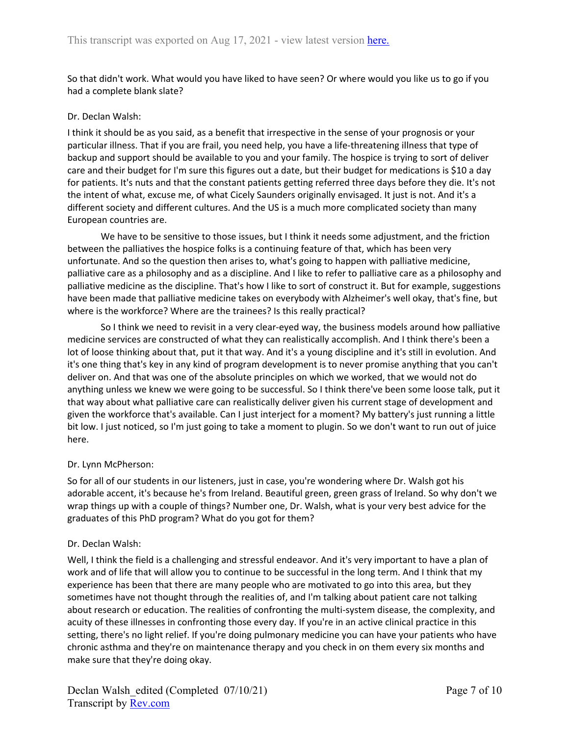So that didn't work. What would you have liked to have seen? Or where would you like us to go if you had a complete blank slate?

Dr. Declan Walsh:

I think it should be as you said, as a benefit that irrespective in the sense of your prognosis or your particular illness. That if you are frail, you need help, you have a life-threatening illness that type of backup and support should be available to you and your family. The hospice is trying to sort of deliver care and their budget for I'm sure this figures out a date, but their budget for medications is $10 a day for patients. It's nuts and that the constant patients getting referred three days before they die. It's not the intent of what, excuse me, of what Cicely Saunders originally envisaged. It just is not. And it's a different society and different cultures. And the US is a much more complicated society than many European countries are.

We have to be sensitive to those issues, but I think it needs some adjustment, and the friction between the palliatives the hospice folks is a continuing feature of that, which has been very unfortunate. And so the question then arises to, what's going to happen with palliative medicine, palliative care as a philosophy and as a discipline. And I like to refer to palliative care as a philosophy and palliative medicine as the discipline. That's how I like to sort of construct it. But for example, suggestions have been made that palliative medicine takes on everybody with Alzheimer's well okay, that's fine, but where is the workforce? Where are the trainees? Is this really practical?

So I think we need to revisit in a very clear-eyed way, the business models around how palliative medicine services are constructed of what they can realistically accomplish. And I think there's been a lot of loose thinking about that, put it that way. And it's a young discipline and it's still in evolution. And it's one thing that's key in any kind of program development is to never promise anything that you can't deliver on. And that was one of the absolute principles on which we worked, that we would not do anything unless we knew we were going to be successful. So I think there've been some loose talk, put it that way about what palliative care can realistically deliver given his current stage of development and given the workforce that's available. Can I just interject for a moment? My battery's just running a little bit low. I just noticed, so I'm just going to take a moment to plugin. So we don't want to run out of juice here.

Dr. Lynn McPherson:

So for all of our students in our listeners, just in case, you're wondering where Dr. Walsh got his adorable accent, it's because he's from Ireland. Beautiful green, green grass of Ireland. So why don't we wrap things up with a couple of things? Number one, Dr. Walsh, what is your very best advice for the graduates of this PhD program? What do you got for them?

Dr. Declan Walsh:

Well, I think the field is a challenging and stressful endeavor. And it's very important to have a plan of work and of life that will allow you to continue to be successful in the long term. And I think that my experience has been that there are many people who are motivated to go into this area, but they sometimes have not thought through the realities of, and I'm talking about patient care not talking about research or education. The realities of confronting the multi-system disease, the complexity, and acuity of these illnesses in confronting those every day. If you're in an active clinical practice in this setting, there's no light relief. If you're doing pulmonary medicine you can have your patients who have chronic asthma and they're on maintenance therapy and you check in on them every six months and make sure that they're doing okay.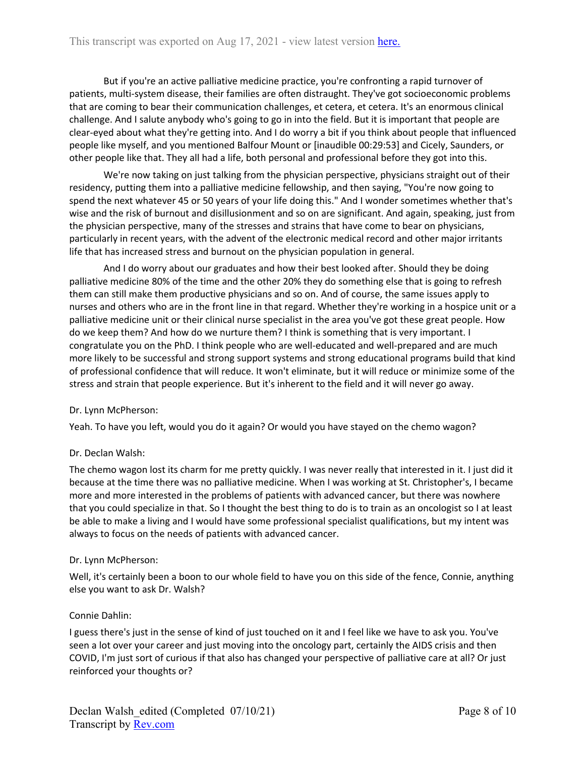But if you're an active palliative medicine practice, you're confronting a rapid turnover of patients, multi-system disease, their families are often distraught. They've got socioeconomic problems that are coming to bear their communication challenges, et cetera, et cetera. It's an enormous clinical challenge. And I salute anybody who's going to go in into the field. But it is important that people are clear-eyed about what they're getting into. And I do worry a bit if you think about people that influenced people like myself, and you mentioned Balfour Mount or [inaudible 00:29:53] and Cicely, Saunders, or other people like that. They all had a life, both personal and professional before they got into this.

We're now taking on just talking from the physician perspective, physicians straight out of their residency, putting them into a palliative medicine fellowship, and then saying, "You're now going to spend the next whatever 45 or 50 years of your life doing this." And I wonder sometimes whether that's wise and the risk of burnout and disillusionment and so on are significant. And again, speaking, just from the physician perspective, many of the stresses and strains that have come to bear on physicians, particularly in recent years, with the advent of the electronic medical record and other major irritants life that has increased stress and burnout on the physician population in general.

And I do worry about our graduates and how their best looked after. Should they be doing palliative medicine 80% of the time and the other 20% they do something else that is going to refresh them can still make them productive physicians and so on. And of course, the same issues apply to nurses and others who are in the front line in that regard. Whether they're working in a hospice unit or a palliative medicine unit or their clinical nurse specialist in the area you've got these great people. How do we keep them? And how do we nurture them? I think is something that is very important. I congratulate you on the PhD. I think people who are well-educated and well-prepared and are much more likely to be successful and strong support systems and strong educational programs build that kind of professional confidence that will reduce. It won't eliminate, but it will reduce or minimize some of the stress and strain that people experience. But it's inherent to the field and it will never go away.

Dr. Lynn McPherson:

Yeah. To have you left, would you do it again? Or would you have stayed on the chemo wagon?

Dr. Declan Walsh:

The chemo wagon lost its charm for me pretty quickly. I was never really that interested in it. I just did it because at the time there was no palliative medicine. When I was working at St. Christopher's, I became more and more interested in the problems of patients with advanced cancer, but there was nowhere that you could specialize in that. So I thought the best thing to do is to train as an oncologist so I at least be able to make a living and I would have some professional specialist qualifications, but my intent was always to focus on the needs of patients with advanced cancer.

Dr. Lynn McPherson:

Well, it's certainly been a boon to our whole field to have you on this side of the fence, Connie, anything else you want to ask Dr. Walsh?

Connie Dahlin:

I guess there's just in the sense of kind of just touched on it and I feel like we have to ask you. You've seen a lot over your career and just moving into the oncology part, certainly the AIDS crisis and then COVID, I'm just sort of curious if that also has changed your perspective of palliative care at all? Or just reinforced your thoughts or?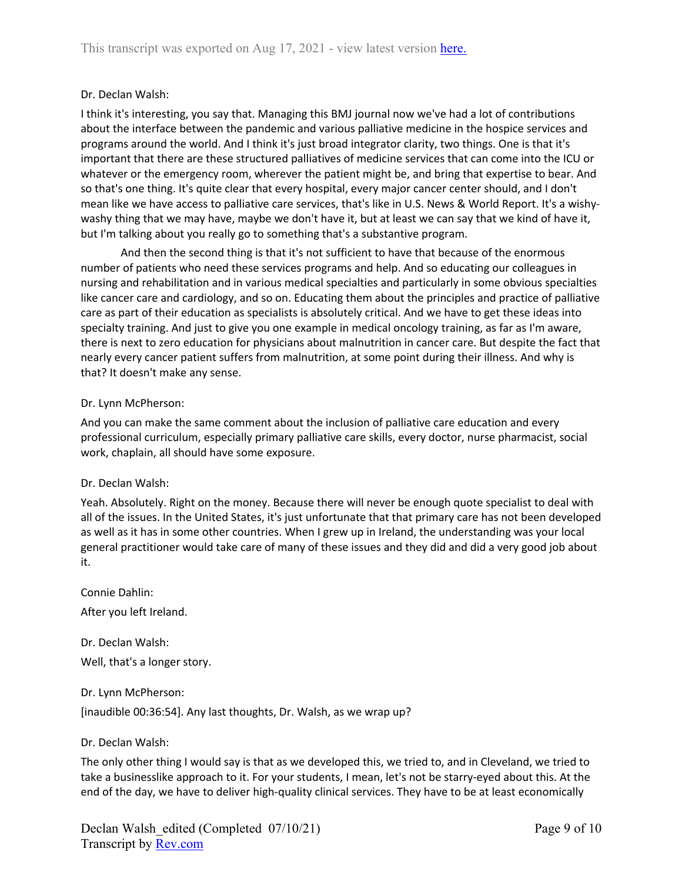Dr. Declan Walsh:

I think it's interesting, you say that. Managing this BMJ journal now we've had a lot of contributions about the interface between the pandemic and various palliative medicine in the hospice services and programs around the world. And I think it's just broad integrator clarity, two things. One is that it's important that there are these structured palliatives of medicine services that can come into the ICU or whatever or the emergency room, wherever the patient might be, and bring that expertise to bear. And so that's one thing. It's quite clear that every hospital, every major cancer center should, and I don't mean like we have access to palliative care services, that's like in U.S. News & World Report. It's a wishy-washy thing that we may have, maybe we don't have it, but at least we can say that we kind of have it, but I'm talking about you really go to something that's a substantive program.

And then the second thing is that it's not sufficient to have that because of the enormous number of patients who need these services programs and help. And so educating our colleagues in nursing and rehabilitation and in various medical specialties and particularly in some obvious specialties like cancer care and cardiology, and so on. Educating them about the principles and practice of palliative care as part of their education as specialists is absolutely critical. And we have to get these ideas into specialty training. And just to give you one example in medical oncology training, as far as I'm aware, there is next to zero education for physicians about malnutrition in cancer care. But despite the fact that nearly every cancer patient suffers from malnutrition, at some point during their illness. And why is that? It doesn't make any sense.

Dr. Lynn McPherson:

And you can make the same comment about the inclusion of palliative care education and every professional curriculum, especially primary palliative care skills, every doctor, nurse pharmacist, social work, chaplain, all should have some exposure.

Dr. Declan Walsh:

Yeah. Absolutely. Right on the money. Because there will never be enough quote specialist to deal with all of the issues. In the United States, it's just unfortunate that that primary care has not been developed as well as it has in some other countries. When I grew up in Ireland, the understanding was your local general practitioner would take care of many of these issues and they did and did a very good job about it.

Connie Dahlin:

After you left Ireland.

Dr. Declan Walsh:

Well, that's a longer story.

Dr. Lynn McPherson:

[inaudible 00:36:54]. Any last thoughts, Dr. Walsh, as we wrap up?

Dr. Declan Walsh:

The only other thing I would say is that as we developed this, we tried to, and in Cleveland, we tried to take a businesslike approach to it. For your students, I mean, let's not be starry-eyed about this. At the end of the day, we have to deliver high-quality clinical services. They have to be at least economically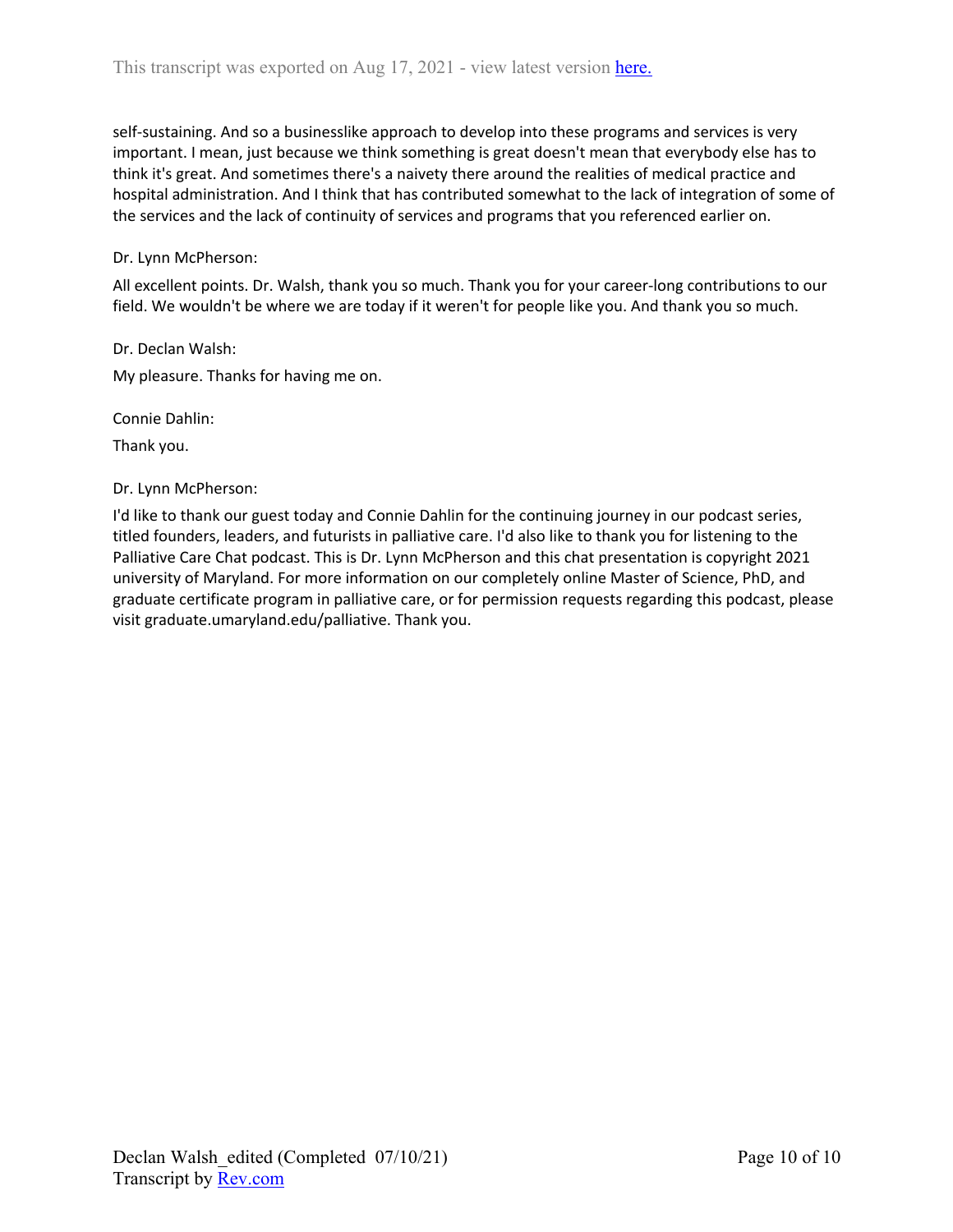self-sustaining. And so a businesslike approach to develop into these programs and services is very important. I mean, just because we think something is great doesn't mean that everybody else has to think it's great. And sometimes there's a naivety there around the realities of medical practice and hospital administration. And I think that has contributed somewhat to the lack of integration of some of the services and the lack of continuity of services and programs that you referenced earlier on.

Dr. Lynn McPherson:

All excellent points. Dr. Walsh, thank you so much. Thank you for your career-long contributions to our field. We wouldn't be where we are today if it weren't for people like you. And thank you so much.

Dr. Declan Walsh:

My pleasure. Thanks for having me on.

Connie Dahlin:

Thank you.

Dr. Lynn McPherson:

I'd like to thank our guest today and Connie Dahlin for the continuing journey in our podcast series, titled founders, leaders, and futurists in palliative care. I'd also like to thank you for listening to the Palliative Care Chat podcast. This is Dr. Lynn McPherson and this chat presentation is copyright 2021 university of Maryland. For more information on our completely online Master of Science, PhD, and graduate certificate program in palliative care, or for permission requests regarding this podcast, please visit graduate.umaryland.edu/palliative. Thank you.